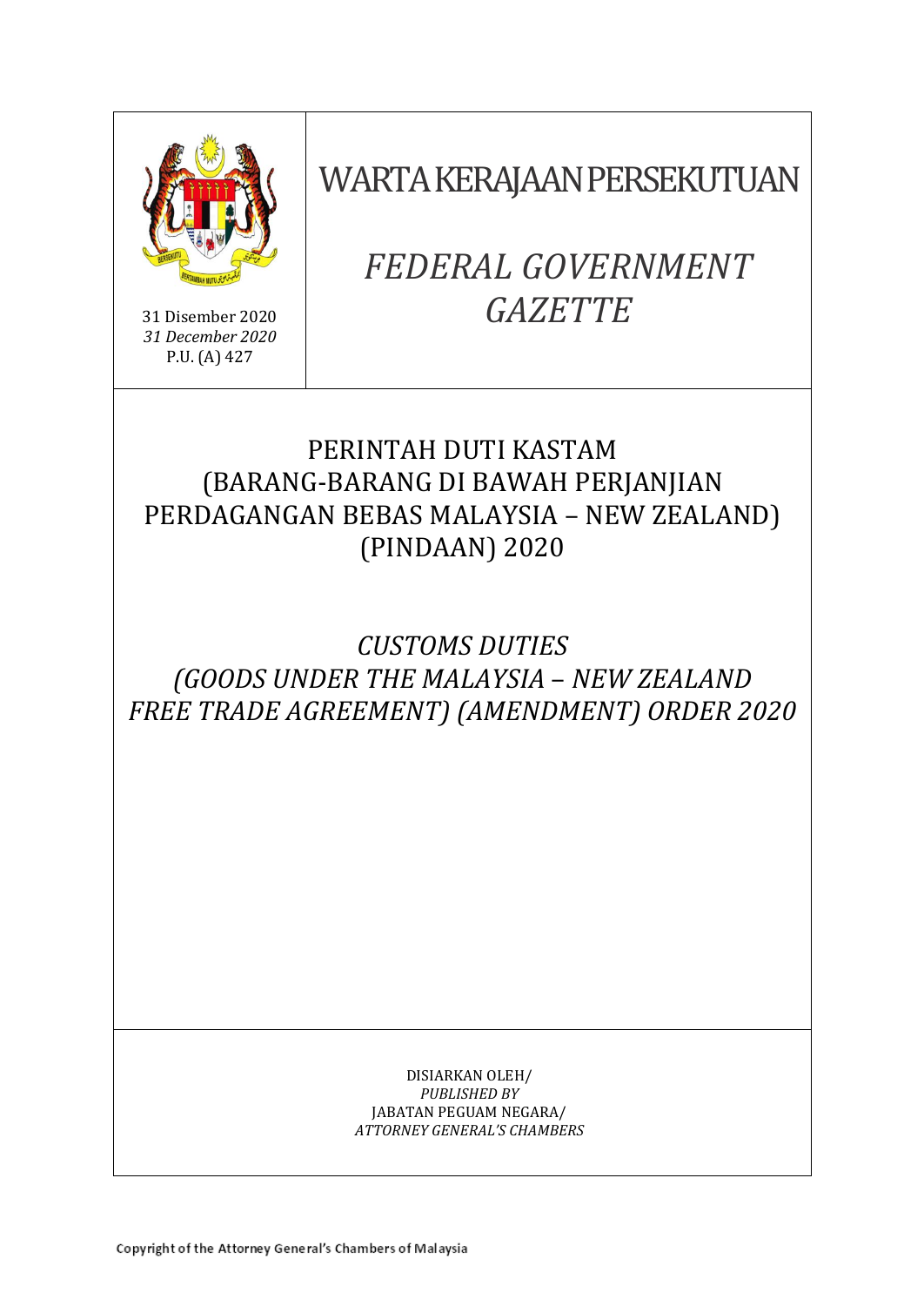31 Disember 2020
*31 December 2020*
P.U. (A) 427

# WARTA KERAJAAN PERSEKUTUAN

# *FEDERAL GOVERNMENT GAZETTE*

## PERINTAH DUTI KASTAM (BARANG-BARANG DI BAWAH PERJANJIAN PERDAGANGAN BEBAS MALAYSIA – NEW ZEALAND) (PINDAAN) 2020

## *CUSTOMS DUTIES (GOODS UNDER THE MALAYSIA – NEW ZEALAND FREE TRADE AGREEMENT) (AMENDMENT) ORDER 2020*

DISIARKAN OLEH/
*PUBLISHED BY*
JABATAN PEGUAM NEGARA/
*ATTORNEY GENERAL'S CHAMBERS*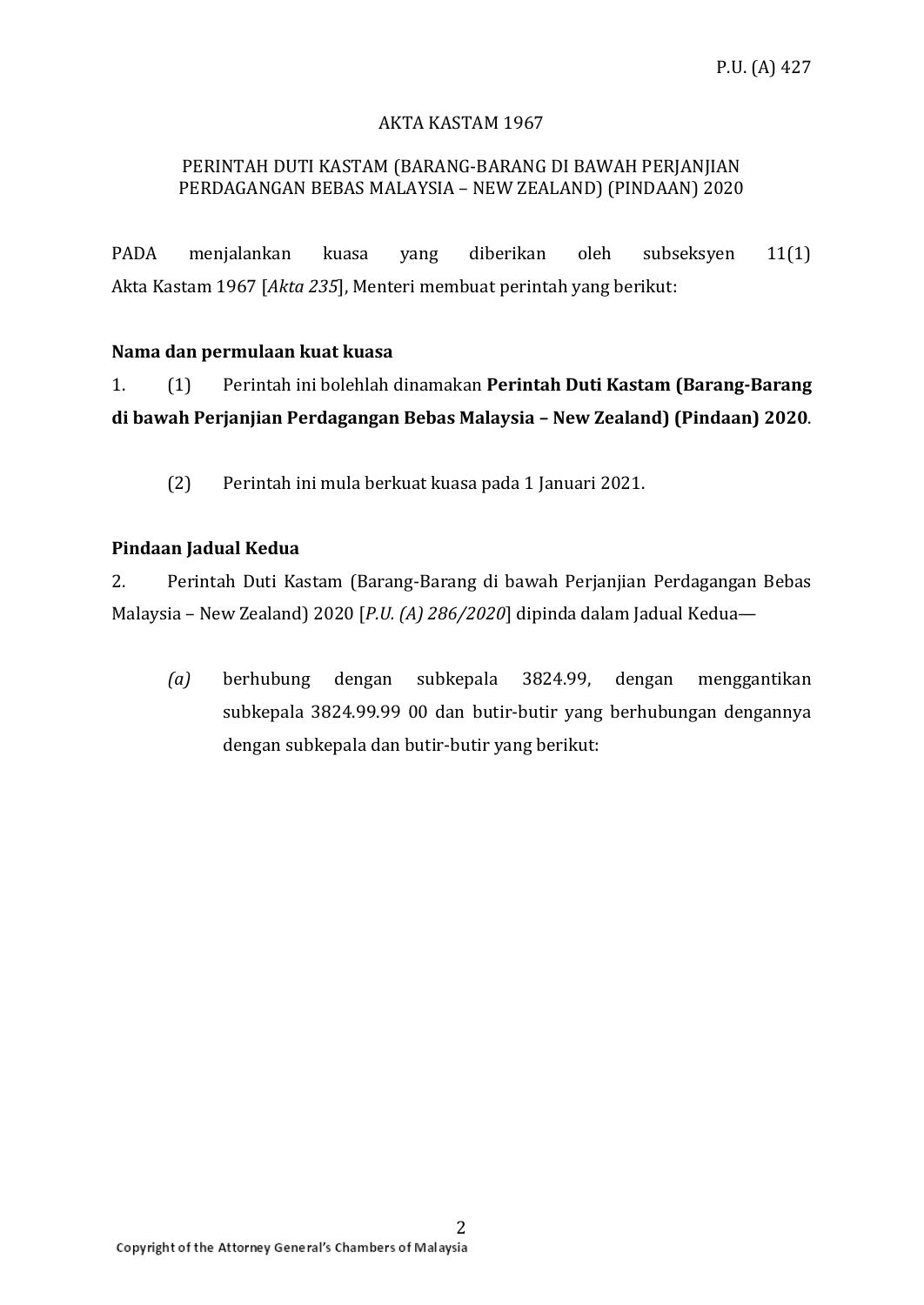P.U. (A) 427

AKTA KASTAM 1967

PERINTAH DUTI KASTAM (BARANG-BARANG DI BAWAH PERJANJIAN PERDAGANGAN BEBAS MALAYSIA – NEW ZEALAND) (PINDAAN) 2020

PADA menjalankan kuasa yang diberikan oleh subseksyen 11(1) Akta Kastam 1967 [*Akta 235*], Menteri membuat perintah yang berikut:

**Nama dan permulaan kuat kuasa**

1. (1) Perintah ini bolehlah dinamakan **Perintah Duti Kastam (Barang-Barang di bawah Perjanjian Perdagangan Bebas Malaysia – New Zealand) (Pindaan) 2020**.

(2) Perintah ini mula berkuat kuasa pada 1 Januari 2021.

**Pindaan Jadual Kedua**

2. Perintah Duti Kastam (Barang-Barang di bawah Perjanjian Perdagangan Bebas Malaysia – New Zealand) 2020 [*P.U. (A) 286/2020*] dipinda dalam Jadual Kedua—

*(a)* berhubung dengan subkepala 3824.99, dengan menggantikan subkepala 3824.99.99 00 dan butir-butir yang berhubungan dengannya dengan subkepala dan butir-butir yang berikut: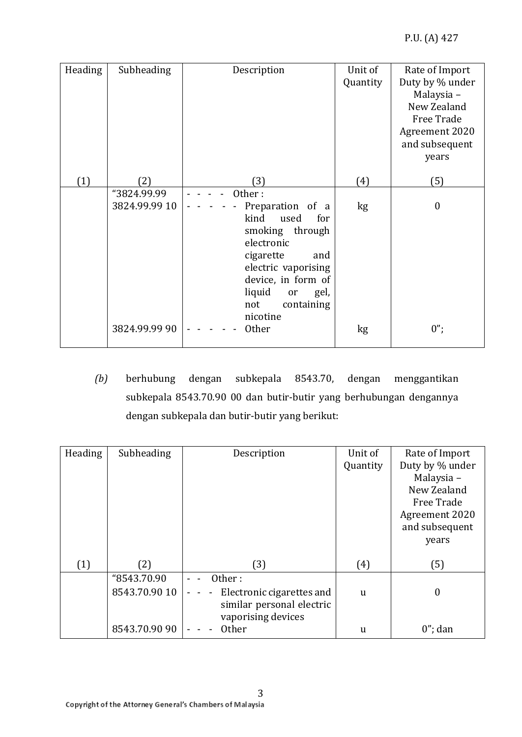| Heading | Subheading | Description | Unit of Quantity | Rate of Import Duty by % under Malaysia – New Zealand Free Trade Agreement 2020 and subsequent years |
|---|---|---|---|---|
| (1) | (2) | (3) | (4) | (5) |
| | “3824.99.99 | - - - - Other : | | |
| | 3824.99.99 10 | - - - - - Preparation of a kind used for smoking through electronic cigarette and electric vaporising device, in form of liquid or gel, not containing nicotine | kg | 0 |
| | 3824.99.99 90 | - - - - - Other | kg | 0”; |

*(b)* berhubung dengan subkepala 8543.70, dengan menggantikan subkepala 8543.70.90 00 dan butir-butir yang berhubungan dengannya dengan subkepala dan butir-butir yang berikut:

| Heading | Subheading | Description | Unit of Quantity | Rate of Import Duty by % under Malaysia – New Zealand Free Trade Agreement 2020 and subsequent years |
|---|---|---|---|---|
| (1) | (2) | (3) | (4) | (5) |
| | “8543.70.90 | - - Other : | | |
| | 8543.70.90 10 | - - - Electronic cigarettes and similar personal electric vaporising devices | u | 0 |
| | 8543.70.90 90 | - - - Other | u | 0”; dan |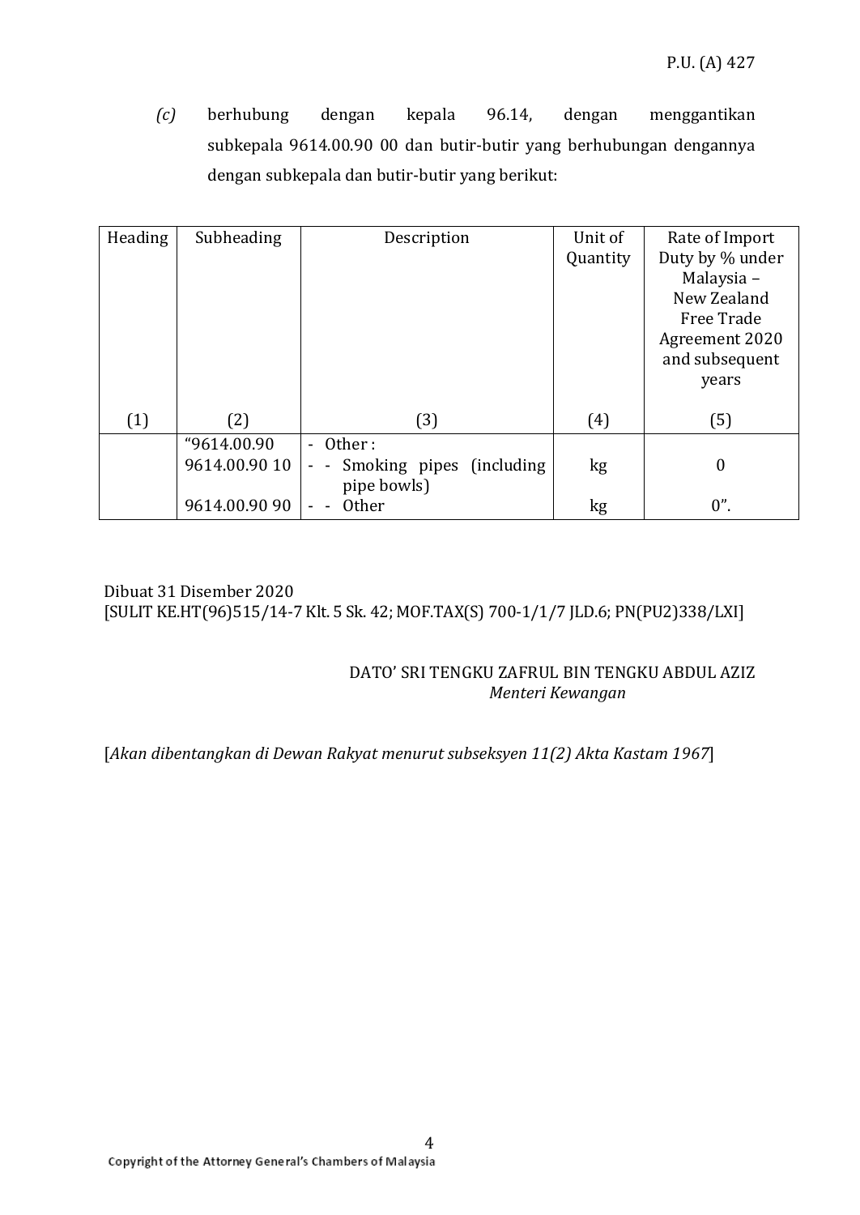*(c)* berhubung dengan kepala 96.14, dengan menggantikan subkepala 9614.00.90 00 dan butir-butir yang berhubungan dengannya dengan subkepala dan butir-butir yang berikut:

| Heading | Subheading | Description | Unit of Quantity | Rate of Import Duty by % under Malaysia – New Zealand Free Trade Agreement 2020 and subsequent years |
|---|---|---|---|---|
| (1) | (2) | (3) | (4) | (5) |
| | "9614.00.90 | - Other : | | |
| | 9614.00.90 10 | - - Smoking pipes (including pipe bowls) | kg | 0 |
| | 9614.00.90 90 | - - Other | kg | 0". |

Dibuat 31 Disember 2020
[SULIT KE.HT(96)515/14-7 Klt. 5 Sk. 42; MOF.TAX(S) 700-1/1/7 JLD.6; PN(PU2)338/LXI]

DATO' SRI TENGKU ZAFRUL BIN TENGKU ABDUL AZIZ
*Menteri Kewangan*

[*Akan dibentangkan di Dewan Rakyat menurut subseksyen 11(2) Akta Kastam 1967*]

Copyright of the Attorney General's Chambers of Malaysia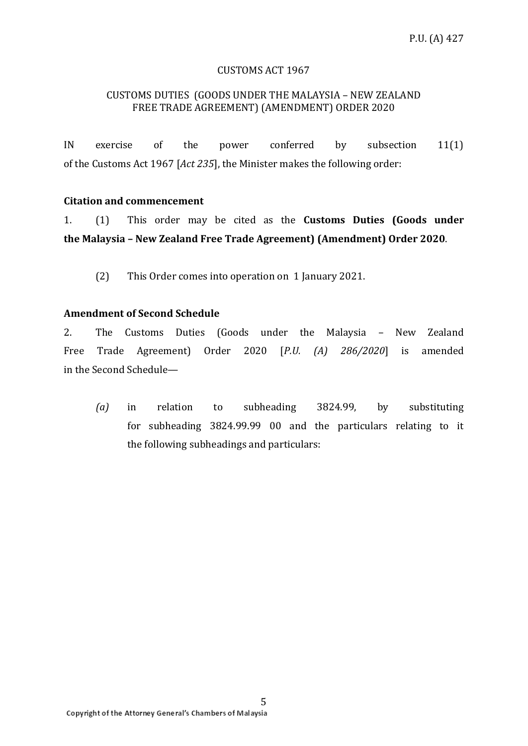CUSTOMS ACT 1967

CUSTOMS DUTIES (GOODS UNDER THE MALAYSIA – NEW ZEALAND FREE TRADE AGREEMENT) (AMENDMENT) ORDER 2020

IN exercise of the power conferred by subsection 11(1) of the Customs Act 1967 [*Act 235*], the Minister makes the following order:

**Citation and commencement**

1. (1) This order may be cited as the **Customs Duties (Goods under the Malaysia – New Zealand Free Trade Agreement) (Amendment) Order 2020**.

(2) This Order comes into operation on 1 January 2021.

**Amendment of Second Schedule**

2. The Customs Duties (Goods under the Malaysia – New Zealand Free Trade Agreement) Order 2020 [*P.U. (A) 286/2020*] is amended in the Second Schedule—

*(a)* in relation to subheading 3824.99, by substituting for subheading 3824.99.99 00 and the particulars relating to it the following subheadings and particulars: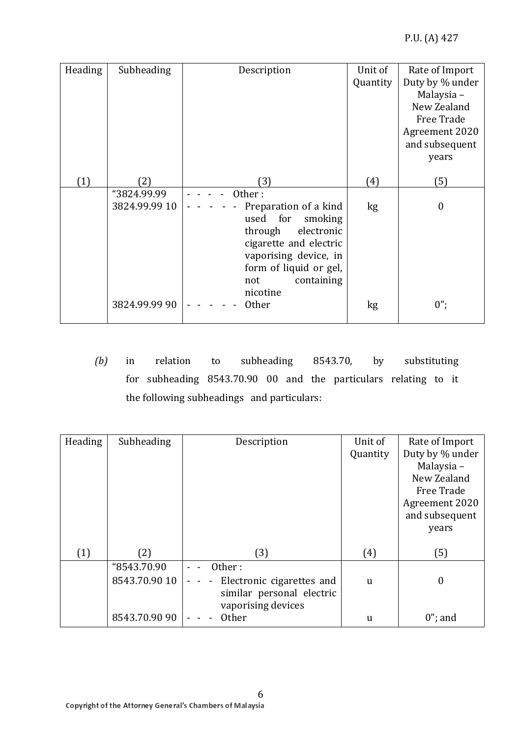| Heading | Subheading | Description | Unit of Quantity | Rate of Import Duty by % under Malaysia – New Zealand Free Trade Agreement 2020 and subsequent years |
|---|---|---|---|---|
| (1) | (2) | (3) | (4) | (5) |
| | "3824.99.99 | - - - - Other : | | |
| | 3824.99.99 10 | - - - - - Preparation of a kind used for smoking through electronic cigarette and electric vaporising device, in form of liquid or gel, not containing nicotine | kg | 0 |
| | 3824.99.99 90 | - - - - - Other | kg | 0"; |

*(b)* in relation to subheading 8543.70, by substituting for subheading 8543.70.90 00 and the particulars relating to it the following subheadings and particulars:

| Heading | Subheading | Description | Unit of Quantity | Rate of Import Duty by % under Malaysia – New Zealand Free Trade Agreement 2020 and subsequent years |
|---|---|---|---|---|
| (1) | (2) | (3) | (4) | (5) |
| | "8543.70.90 | - - Other : | | |
| | 8543.70.90 10 | - - - Electronic cigarettes and similar personal electric vaporising devices | u | 0 |
| | 8543.70.90 90 | - - - Other | u | 0"; and |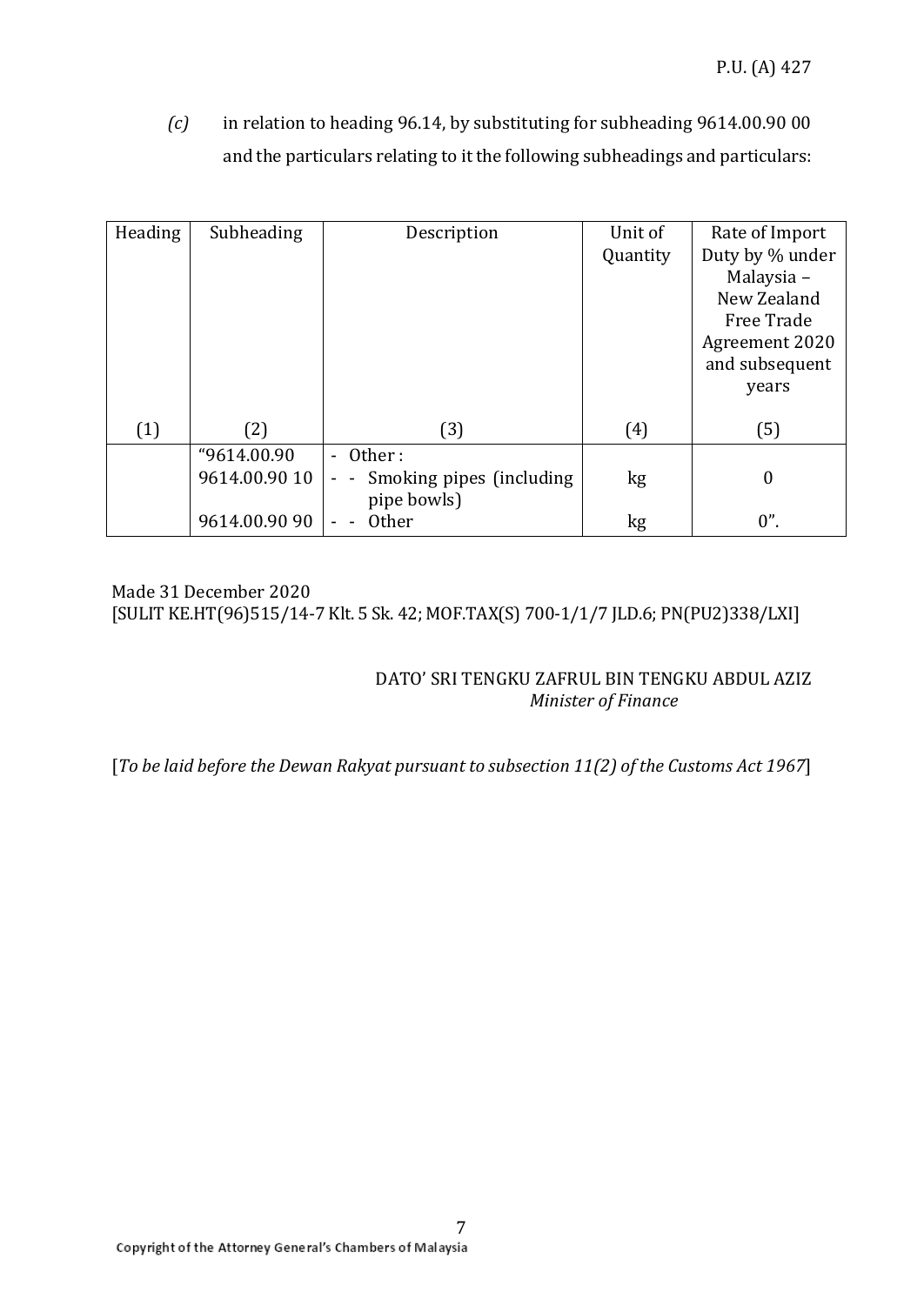*(c)* in relation to heading 96.14, by substituting for subheading 9614.00.90 00 and the particulars relating to it the following subheadings and particulars:

| Heading | Subheading | Description | Unit of Quantity | Rate of Import Duty by % under Malaysia – New Zealand Free Trade Agreement 2020 and subsequent years |
|---|---|---|---|---|
| (1) | (2) | (3) | (4) | (5) |
| | "9614.00.90 | - Other : | | |
| | 9614.00.90 10 | - - Smoking pipes (including pipe bowls) | kg | 0 |
| | 9614.00.90 90 | - - Other | kg | 0". |

Made 31 December 2020
[SULIT KE.HT(96)515/14-7 Klt. 5 Sk. 42; MOF.TAX(S) 700-1/1/7 JLD.6; PN(PU2)338/LXI]

DATO' SRI TENGKU ZAFRUL BIN TENGKU ABDUL AZIZ
*Minister of Finance*

[*To be laid before the Dewan Rakyat pursuant to subsection 11(2) of the Customs Act 1967*]